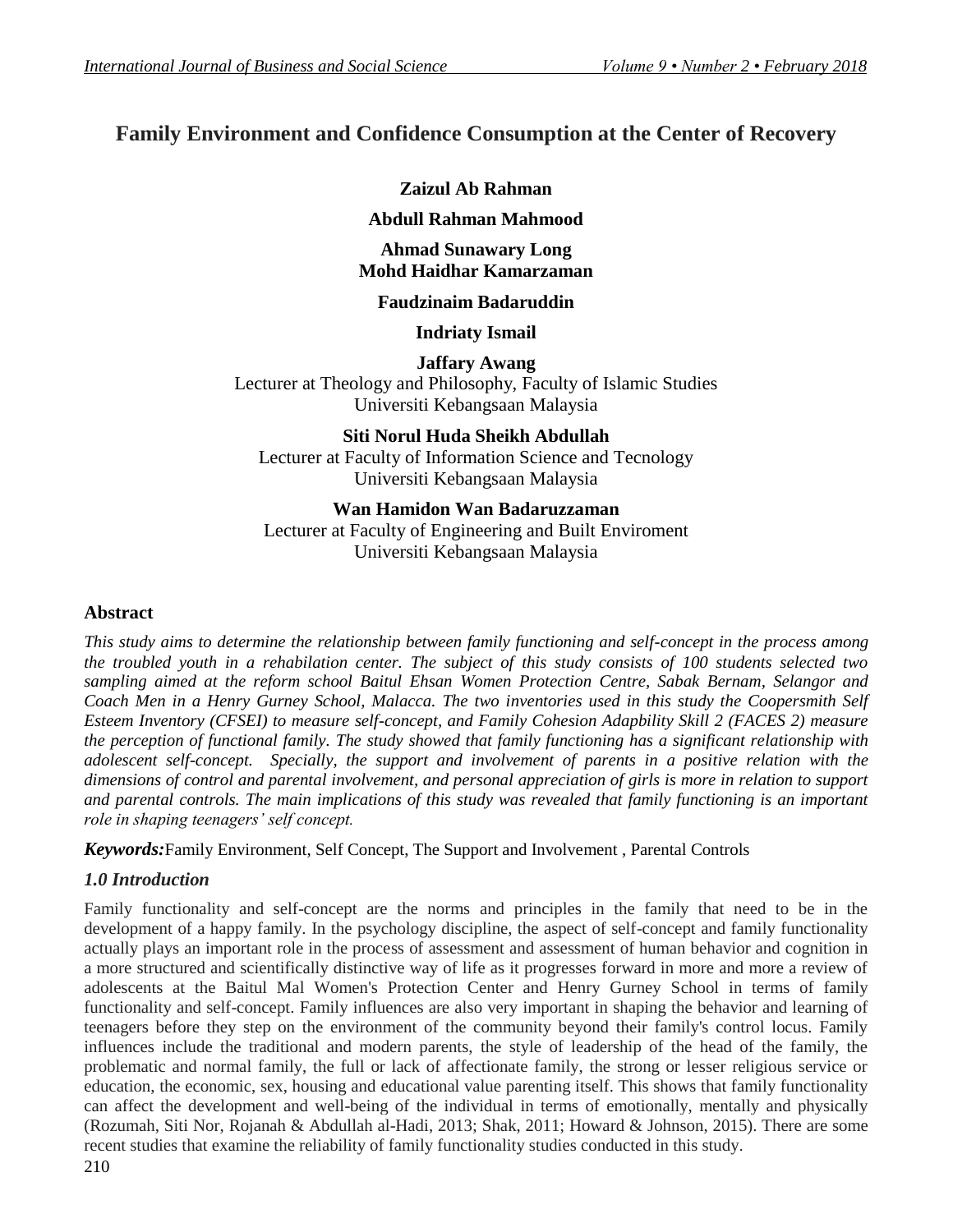# Family Environment and Confidence Consumption at the Center of Recovery

**Zaizul Ab Rahman**

**Abdull Rahman Mahmood**

**Ahmad Sunawary Long**
**Mohd Haidhar Kamarzaman**

**Faudzinaim Badaruddin**

**Indriaty Ismail**

**Jaffary Awang**
Lecturer at Theology and Philosophy, Faculty of Islamic Studies
Universiti Kebangsaan Malaysia

**Siti Norul Huda Sheikh Abdullah**
Lecturer at Faculty of Information Science and Tecnology
Universiti Kebangsaan Malaysia

**Wan Hamidon Wan Badaruzzaman**
Lecturer at Faculty of Engineering and Built Enviroment
Universiti Kebangsaan Malaysia

## Abstract

*This study aims to determine the relationship between family functioning and self-concept in the process among the troubled youth in a rehabilation center. The subject of this study consists of 100 students selected two sampling aimed at the reform school Baitul Ehsan Women Protection Centre, Sabak Bernam, Selangor and Coach Men in a Henry Gurney School, Malacca. The two inventories used in this study the Coopersmith Self Esteem Inventory (CFSEI) to measure self-concept, and Family Cohesion Adapbility Skill 2 (FACES 2) measure the perception of functional family. The study showed that family functioning has a significant relationship with adolescent self-concept. Specially, the support and involvement of parents in a positive relation with the dimensions of control and parental involvement, and personal appreciation of girls is more in relation to support and parental controls. The main implications of this study was revealed that family functioning is an important role in shaping teenagers' self concept.*

***Keywords:*** Family Environment, Self Concept, The Support and Involvement , Parental Controls

## *1.0 Introduction*

Family functionality and self-concept are the norms and principles in the family that need to be in the development of a happy family. In the psychology discipline, the aspect of self-concept and family functionality actually plays an important role in the process of assessment and assessment of human behavior and cognition in a more structured and scientifically distinctive way of life as it progresses forward in more and more a review of adolescents at the Baitul Mal Women's Protection Center and Henry Gurney School in terms of family functionality and self-concept. Family influences are also very important in shaping the behavior and learning of teenagers before they step on the environment of the community beyond their family's control locus. Family influences include the traditional and modern parents, the style of leadership of the head of the family, the problematic and normal family, the full or lack of affectionate family, the strong or lesser religious service or education, the economic, sex, housing and educational value parenting itself. This shows that family functionality can affect the development and well-being of the individual in terms of emotionally, mentally and physically (Rozumah, Siti Nor, Rojanah & Abdullah al-Hadi, 2013; Shak, 2011; Howard & Johnson, 2015). There are some recent studies that examine the reliability of family functionality studies conducted in this study.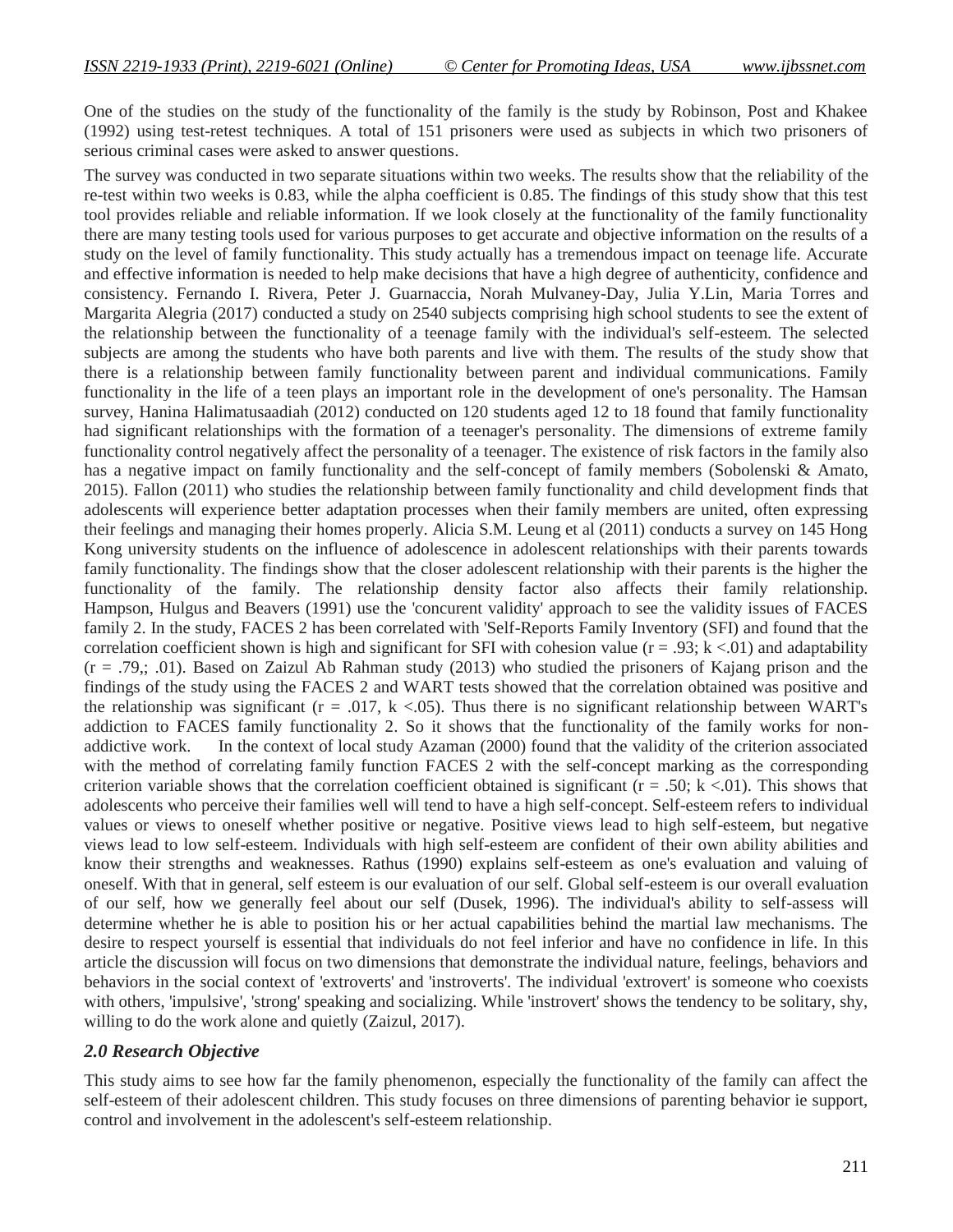One of the studies on the study of the functionality of the family is the study by Robinson, Post and Khakee (1992) using test-retest techniques. A total of 151 prisoners were used as subjects in which two prisoners of serious criminal cases were asked to answer questions.

The survey was conducted in two separate situations within two weeks. The results show that the reliability of the re-test within two weeks is 0.83, while the alpha coefficient is 0.85. The findings of this study show that this test tool provides reliable and reliable information. If we look closely at the functionality of the family functionality there are many testing tools used for various purposes to get accurate and objective information on the results of a study on the level of family functionality. This study actually has a tremendous impact on teenage life. Accurate and effective information is needed to help make decisions that have a high degree of authenticity, confidence and consistency. Fernando I. Rivera, Peter J. Guarnaccia, Norah Mulvaney-Day, Julia Y.Lin, Maria Torres and Margarita Alegria (2017) conducted a study on 2540 subjects comprising high school students to see the extent of the relationship between the functionality of a teenage family with the individual's self-esteem. The selected subjects are among the students who have both parents and live with them. The results of the study show that there is a relationship between family functionality between parent and individual communications. Family functionality in the life of a teen plays an important role in the development of one's personality. The Hamsan survey, Hanina Halimatusaadiah (2012) conducted on 120 students aged 12 to 18 found that family functionality had significant relationships with the formation of a teenager's personality. The dimensions of extreme family functionality control negatively affect the personality of a teenager. The existence of risk factors in the family also has a negative impact on family functionality and the self-concept of family members (Sobolenski & Amato, 2015). Fallon (2011) who studies the relationship between family functionality and child development finds that adolescents will experience better adaptation processes when their family members are united, often expressing their feelings and managing their homes properly. Alicia S.M. Leung et al (2011) conducts a survey on 145 Hong Kong university students on the influence of adolescence in adolescent relationships with their parents towards family functionality. The findings show that the closer adolescent relationship with their parents is the higher the functionality of the family. The relationship density factor also affects their family relationship. Hampson, Hulgus and Beavers (1991) use the 'concurent validity' approach to see the validity issues of FACES family 2. In the study, FACES 2 has been correlated with 'Self-Reports Family Inventory (SFI) and found that the correlation coefficient shown is high and significant for SFI with cohesion value ($r = .93$; $k <.01$) and adaptability ($r = .79$,; .01). Based on Zaizul Ab Rahman study (2013) who studied the prisoners of Kajang prison and the findings of the study using the FACES 2 and WART tests showed that the correlation obtained was positive and the relationship was significant ($r = .017$, $k <.05$). Thus there is no significant relationship between WART's addiction to FACES family functionality 2. So it shows that the functionality of the family works for non-addictive work. In the context of local study Azaman (2000) found that the validity of the criterion associated with the method of correlating family function FACES 2 with the self-concept marking as the corresponding criterion variable shows that the correlation coefficient obtained is significant ($r = .50$; $k <.01$). This shows that adolescents who perceive their families well will tend to have a high self-concept. Self-esteem refers to individual values or views to oneself whether positive or negative. Positive views lead to high self-esteem, but negative views lead to low self-esteem. Individuals with high self-esteem are confident of their own ability abilities and know their strengths and weaknesses. Rathus (1990) explains self-esteem as one's evaluation and valuing of oneself. With that in general, self esteem is our evaluation of our self. Global self-esteem is our overall evaluation of our self, how we generally feel about our self (Dusek, 1996). The individual's ability to self-assess will determine whether he is able to position his or her actual capabilities behind the martial law mechanisms. The desire to respect yourself is essential that individuals do not feel inferior and have no confidence in life. In this article the discussion will focus on two dimensions that demonstrate the individual nature, feelings, behaviors and behaviors in the social context of 'extroverts' and 'instroverts'. The individual 'extrovert' is someone who coexists with others, 'impulsive', 'strong' speaking and socializing. While 'instrovert' shows the tendency to be solitary, shy, willing to do the work alone and quietly (Zaizul, 2017).

## *2.0 Research Objective*

This study aims to see how far the family phenomenon, especially the functionality of the family can affect the self-esteem of their adolescent children. This study focuses on three dimensions of parenting behavior ie support, control and involvement in the adolescent's self-esteem relationship.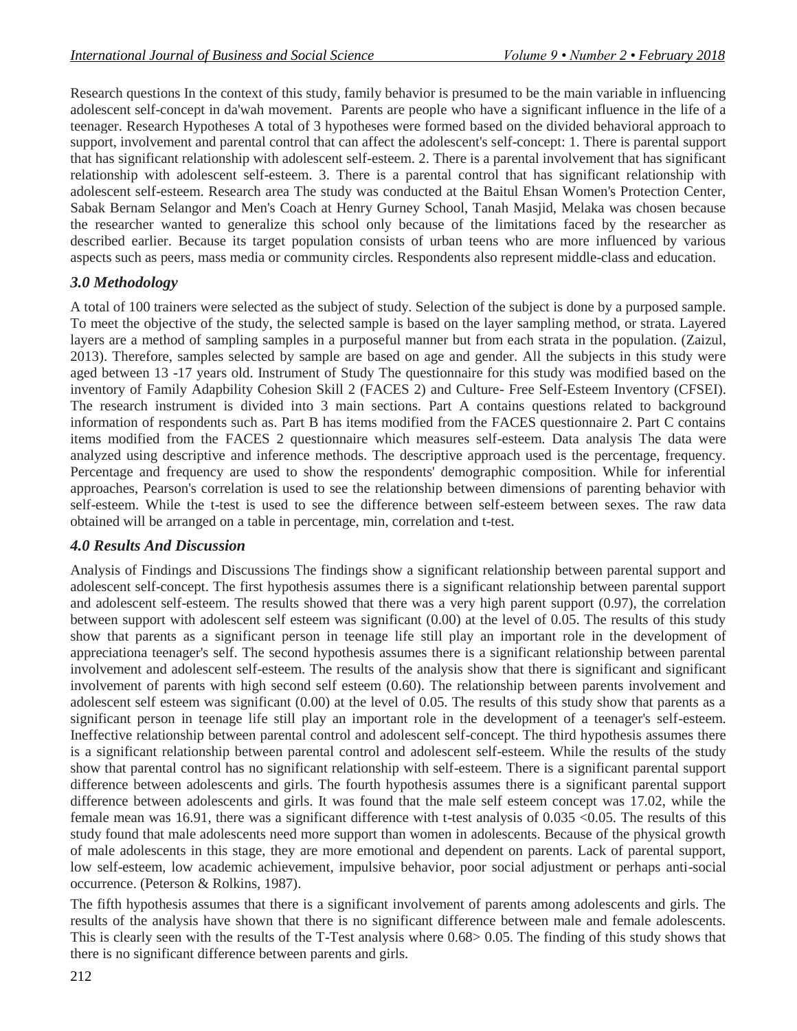Research questions In the context of this study, family behavior is presumed to be the main variable in influencing adolescent self-concept in da'wah movement. Parents are people who have a significant influence in the life of a teenager. Research Hypotheses A total of 3 hypotheses were formed based on the divided behavioral approach to support, involvement and parental control that can affect the adolescent's self-concept: 1. There is parental support that has significant relationship with adolescent self-esteem. 2. There is a parental involvement that has significant relationship with adolescent self-esteem. 3. There is a parental control that has significant relationship with adolescent self-esteem. Research area The study was conducted at the Baitul Ehsan Women's Protection Center, Sabak Bernam Selangor and Men's Coach at Henry Gurney School, Tanah Masjid, Melaka was chosen because the researcher wanted to generalize this school only because of the limitations faced by the researcher as described earlier. Because its target population consists of urban teens who are more influenced by various aspects such as peers, mass media or community circles. Respondents also represent middle-class and education.

## *3.0 Methodology*

A total of 100 trainers were selected as the subject of study. Selection of the subject is done by a purposed sample. To meet the objective of the study, the selected sample is based on the layer sampling method, or strata. Layered layers are a method of sampling samples in a purposeful manner but from each strata in the population. (Zaizul, 2013). Therefore, samples selected by sample are based on age and gender. All the subjects in this study were aged between 13 -17 years old. Instrument of Study The questionnaire for this study was modified based on the inventory of Family Adapbility Cohesion Skill 2 (FACES 2) and Culture- Free Self-Esteem Inventory (CFSEI). The research instrument is divided into 3 main sections. Part A contains questions related to background information of respondents such as. Part B has items modified from the FACES questionnaire 2. Part C contains items modified from the FACES 2 questionnaire which measures self-esteem. Data analysis The data were analyzed using descriptive and inference methods. The descriptive approach used is the percentage, frequency. Percentage and frequency are used to show the respondents' demographic composition. While for inferential approaches, Pearson's correlation is used to see the relationship between dimensions of parenting behavior with self-esteem. While the t-test is used to see the difference between self-esteem between sexes. The raw data obtained will be arranged on a table in percentage, min, correlation and t-test.

## *4.0 Results And Discussion*

Analysis of Findings and Discussions The findings show a significant relationship between parental support and adolescent self-concept. The first hypothesis assumes there is a significant relationship between parental support and adolescent self-esteem. The results showed that there was a very high parent support (0.97), the correlation between support with adolescent self esteem was significant (0.00) at the level of 0.05. The results of this study show that parents as a significant person in teenage life still play an important role in the development of appreciationa teenager's self. The second hypothesis assumes there is a significant relationship between parental involvement and adolescent self-esteem. The results of the analysis show that there is significant and significant involvement of parents with high second self esteem (0.60). The relationship between parents involvement and adolescent self esteem was significant (0.00) at the level of 0.05. The results of this study show that parents as a significant person in teenage life still play an important role in the development of a teenager's self-esteem. Ineffective relationship between parental control and adolescent self-concept. The third hypothesis assumes there is a significant relationship between parental control and adolescent self-esteem. While the results of the study show that parental control has no significant relationship with self-esteem. There is a significant parental support difference between adolescents and girls. The fourth hypothesis assumes there is a significant parental support difference between adolescents and girls. It was found that the male self esteem concept was 17.02, while the female mean was 16.91, there was a significant difference with t-test analysis of 0.035 <0.05. The results of this study found that male adolescents need more support than women in adolescents. Because of the physical growth of male adolescents in this stage, they are more emotional and dependent on parents. Lack of parental support, low self-esteem, low academic achievement, impulsive behavior, poor social adjustment or perhaps anti-social occurrence. (Peterson & Rolkins, 1987).

The fifth hypothesis assumes that there is a significant involvement of parents among adolescents and girls. The results of the analysis have shown that there is no significant difference between male and female adolescents. This is clearly seen with the results of the T-Test analysis where 0.68> 0.05. The finding of this study shows that there is no significant difference between parents and girls.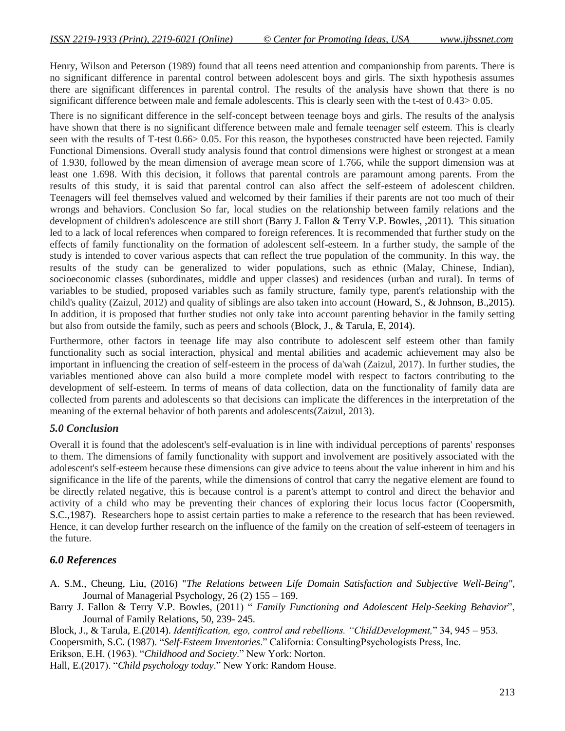Henry, Wilson and Peterson (1989) found that all teens need attention and companionship from parents. There is no significant difference in parental control between adolescent boys and girls. The sixth hypothesis assumes there are significant differences in parental control. The results of the analysis have shown that there is no significant difference between male and female adolescents. This is clearly seen with the t-test of 0.43> 0.05.

There is no significant difference in the self-concept between teenage boys and girls. The results of the analysis have shown that there is no significant difference between male and female teenager self esteem. This is clearly seen with the results of T-test 0.66> 0.05. For this reason, the hypotheses constructed have been rejected. Family Functional Dimensions. Overall study analysis found that control dimensions were highest or strongest at a mean of 1.930, followed by the mean dimension of average mean score of 1.766, while the support dimension was at least one 1.698. With this decision, it follows that parental controls are paramount among parents. From the results of this study, it is said that parental control can also affect the self-esteem of adolescent children. Teenagers will feel themselves valued and welcomed by their families if their parents are not too much of their wrongs and behaviors. Conclusion So far, local studies on the relationship between family relations and the development of children's adolescence are still short (Barry J. Fallon & Terry V.P. Bowles, ,2011). This situation led to a lack of local references when compared to foreign references. It is recommended that further study on the effects of family functionality on the formation of adolescent self-esteem. In a further study, the sample of the study is intended to cover various aspects that can reflect the true population of the community. In this way, the results of the study can be generalized to wider populations, such as ethnic (Malay, Chinese, Indian), socioeconomic classes (subordinates, middle and upper classes) and residences (urban and rural). In terms of variables to be studied, proposed variables such as family structure, family type, parent's relationship with the child's quality (Zaizul, 2012) and quality of siblings are also taken into account (Howard, S., & Johnson, B.,2015). In addition, it is proposed that further studies not only take into account parenting behavior in the family setting but also from outside the family, such as peers and schools (Block, J., & Tarula, E, 2014).

Furthermore, other factors in teenage life may also contribute to adolescent self esteem other than family functionality such as social interaction, physical and mental abilities and academic achievement may also be important in influencing the creation of self-esteem in the process of da'wah (Zaizul, 2017). In further studies, the variables mentioned above can also build a more complete model with respect to factors contributing to the development of self-esteem. In terms of means of data collection, data on the functionality of family data are collected from parents and adolescents so that decisions can implicate the differences in the interpretation of the meaning of the external behavior of both parents and adolescents(Zaizul, 2013).

### *5.0 Conclusion*

Overall it is found that the adolescent's self-evaluation is in line with individual perceptions of parents' responses to them. The dimensions of family functionality with support and involvement are positively associated with the adolescent's self-esteem because these dimensions can give advice to teens about the value inherent in him and his significance in the life of the parents, while the dimensions of control that carry the negative element are found to be directly related negative, this is because control is a parent's attempt to control and direct the behavior and activity of a child who may be preventing their chances of exploring their locus locus factor (Coopersmith, S.C.,1987). Researchers hope to assist certain parties to make a reference to the research that has been reviewed. Hence, it can develop further research on the influence of the family on the creation of self-esteem of teenagers in the future.

### *6.0 References*

A. S.M., Cheung, Liu, (2016) "*The Relations between Life Domain Satisfaction and Subjective Well-Being"*, Journal of Managerial Psychology, 26 (2) 155 – 169.

Barry J. Fallon & Terry V.P. Bowles, (2011) " *Family Functioning and Adolescent Help-Seeking Behavior*", Journal of Family Relations, 50, 239- 245.

Block, J., & Tarula, E.(2014). *Identification, ego, control and rebellions. "ChildDevelopment,*" 34, 945 – 953.

Coopersmith, S.C. (1987). "*Self-Esteem Inventories*." California: ConsultingPsychologists Press, Inc.

Erikson, E.H. (1963). "*Childhood and Society*." New York: Norton.

Hall, E.(2017). "*Child psychology today*." New York: Random House.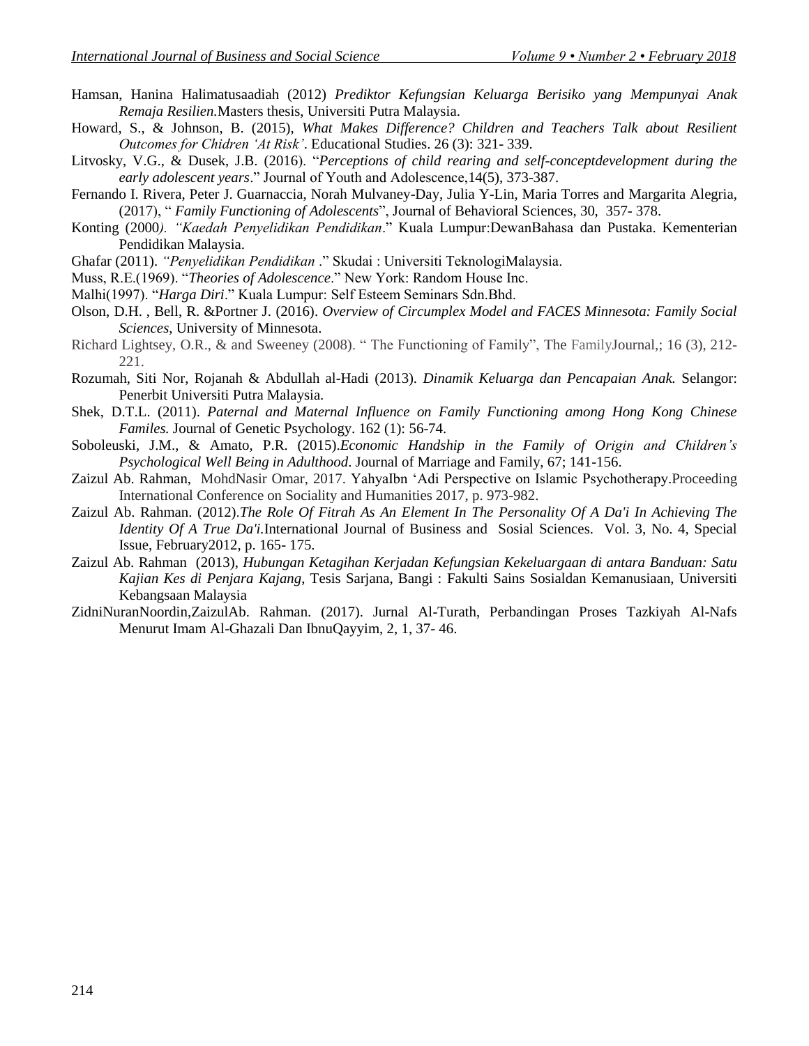Hamsan, Hanina Halimatusaadiah (2012) *Prediktor Kefungsian Keluarga Berisiko yang Mempunyai Anak Remaja Resilien.*Masters thesis, Universiti Putra Malaysia.

Howard, S., & Johnson, B. (2015), *What Makes Difference? Children and Teachers Talk about Resilient Outcomes for Chidren 'At Risk'*. Educational Studies. 26 (3): 321- 339.

Litvosky, V.G., & Dusek, J.B. (2016). "*Perceptions of child rearing and self-conceptdevelopment during the early adolescent years*." Journal of Youth and Adolescence,14(5), 373-387.

Fernando I. Rivera, Peter J. Guarnaccia, Norah Mulvaney-Day, Julia Y-Lin, Maria Torres and Margarita Alegria, (2017), " *Family Functioning of Adolescents*", Journal of Behavioral Sciences, 30, 357- 378.

Konting (2000*). "Kaedah Penyelidikan Pendidikan*." Kuala Lumpur:DewanBahasa dan Pustaka. Kementerian Pendidikan Malaysia.

Ghafar (2011). *"Penyelidikan Pendidikan* ." Skudai : Universiti TeknologiMalaysia.

Muss, R.E.(1969). "*Theories of Adolescence*." New York: Random House Inc.

Malhi(1997). "*Harga Diri*." Kuala Lumpur: Self Esteem Seminars Sdn.Bhd.

Olson, D.H. , Bell, R. &Portner J. (2016). *Overview of Circumplex Model and FACES Minnesota: Family Social Sciences*, University of Minnesota.

Richard Lightsey, O.R., & and Sweeney (2008). " The Functioning of Family", The FamilyJournal,; 16 (3), 212-221.

Rozumah, Siti Nor, Rojanah & Abdullah al-Hadi (2013). *Dinamik Keluarga dan Pencapaian Anak.* Selangor: Penerbit Universiti Putra Malaysia.

Shek, D.T.L. (2011). *Paternal and Maternal Influence on Family Functioning among Hong Kong Chinese Familes.* Journal of Genetic Psychology. 162 (1): 56-74.

Soboleuski, J.M., & Amato, P.R. (2015).*Economic Handship in the Family of Origin and Children's Psychological Well Being in Adulthood*. Journal of Marriage and Family, 67; 141-156.

Zaizul Ab. Rahman, MohdNasir Omar, 2017. YahyaIbn 'Adi Perspective on Islamic Psychotherapy.Proceeding International Conference on Sociality and Humanities 2017, p. 973-982.

Zaizul Ab. Rahman. (2012).*The Role Of Fitrah As An Element In The Personality Of A Da'i In Achieving The Identity Of A True Da'i.*International Journal of Business and Sosial Sciences. Vol. 3, No. 4, Special Issue, February2012, p. 165- 175.

Zaizul Ab. Rahman (2013), *Hubungan Ketagihan Kerjadan Kefungsian Kekeluargaan di antara Banduan: Satu Kajian Kes di Penjara Kajang*, Tesis Sarjana, Bangi : Fakulti Sains Sosialdan Kemanusiaan, Universiti Kebangsaan Malaysia

ZidniNuranNoordin,ZaizulAb. Rahman. (2017). Jurnal Al-Turath, Perbandingan Proses Tazkiyah Al-Nafs Menurut Imam Al-Ghazali Dan IbnuQayyim, 2, 1, 37- 46.